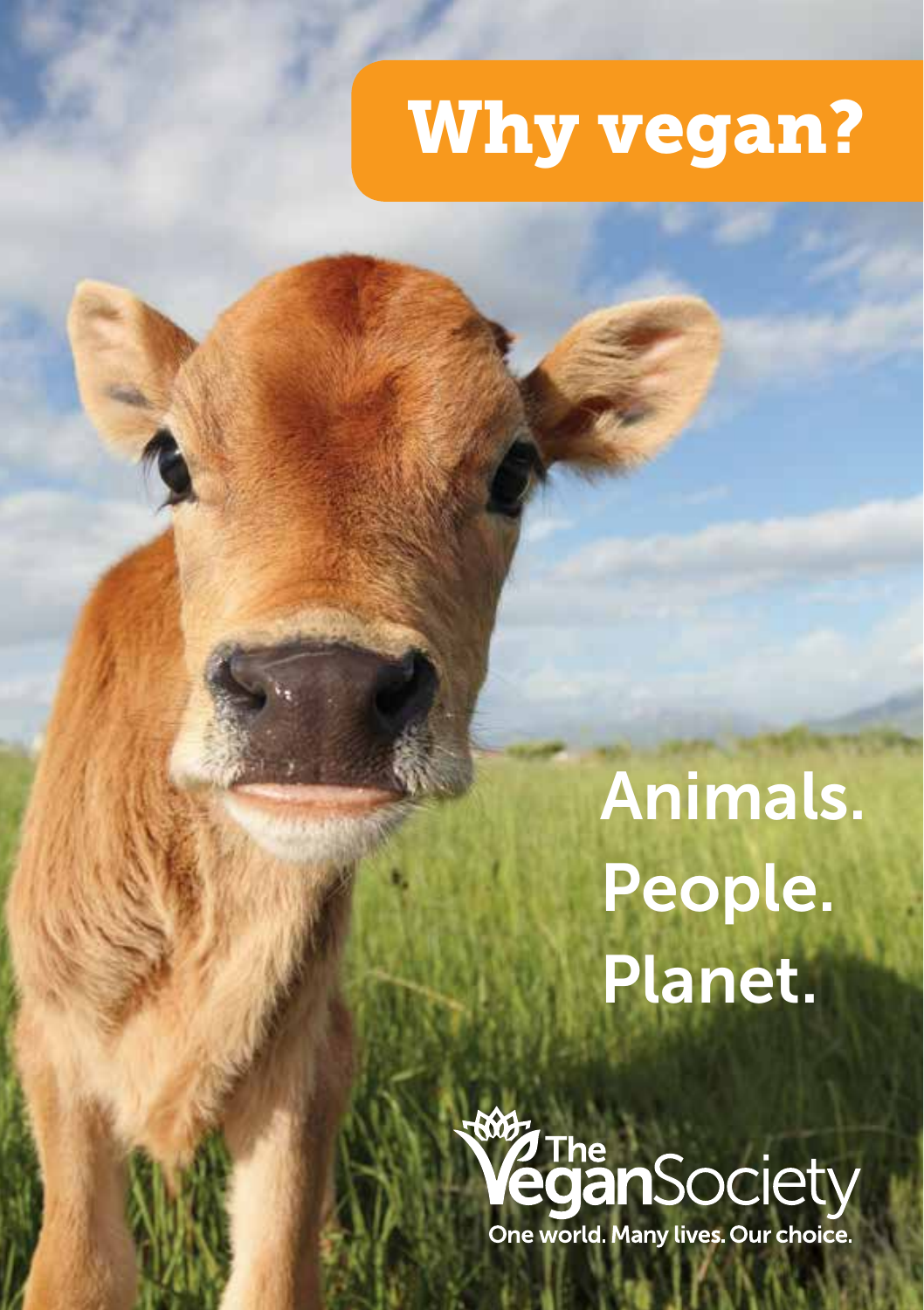# Why vegan?

Animals.
People.
Planet.

The Vegan Society

One world. Many lives. Our choice.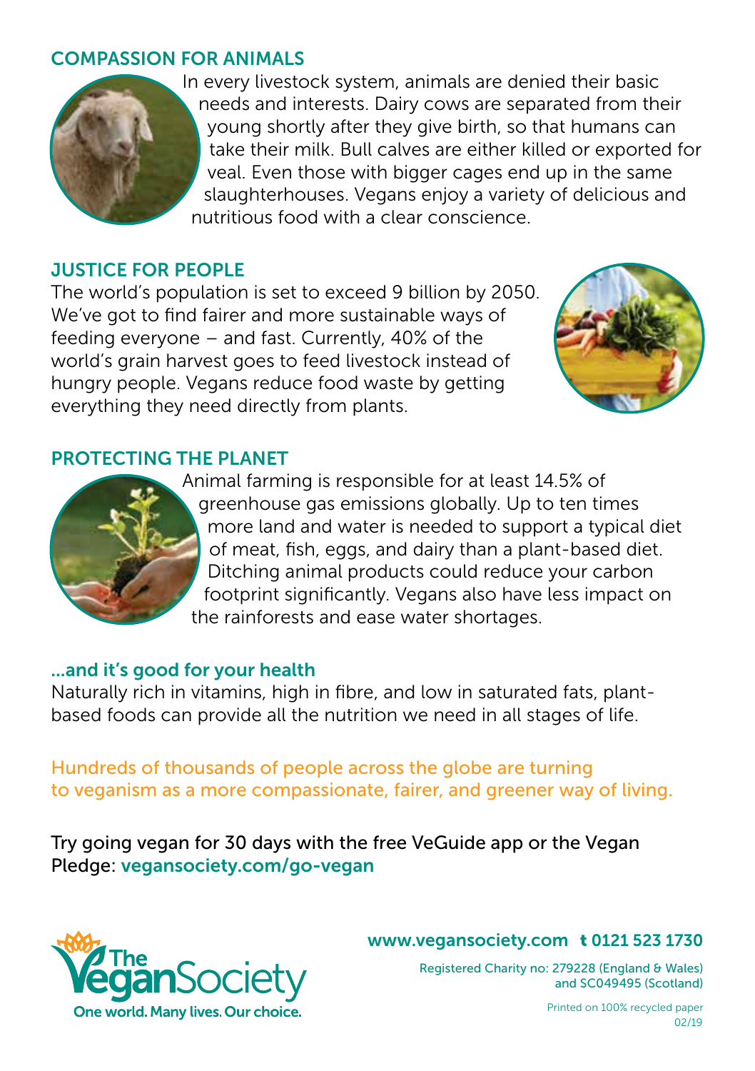## COMPASSION FOR ANIMALS

In every livestock system, animals are denied their basic needs and interests. Dairy cows are separated from their young shortly after they give birth, so that humans can take their milk. Bull calves are either killed or exported for veal. Even those with bigger cages end up in the same slaughterhouses. Vegans enjoy a variety of delicious and nutritious food with a clear conscience.

## JUSTICE FOR PEOPLE

The world's population is set to exceed 9 billion by 2050. We've got to find fairer and more sustainable ways of feeding everyone – and fast. Currently, 40% of the world's grain harvest goes to feed livestock instead of hungry people. Vegans reduce food waste by getting everything they need directly from plants.

## PROTECTING THE PLANET

Animal farming is responsible for at least 14.5% of greenhouse gas emissions globally. Up to ten times more land and water is needed to support a typical diet of meat, fish, eggs, and dairy than a plant-based diet. Ditching animal products could reduce your carbon footprint significantly. Vegans also have less impact on the rainforests and ease water shortages.

## ...and it's good for your health

Naturally rich in vitamins, high in fibre, and low in saturated fats, plant-based foods can provide all the nutrition we need in all stages of life.

Hundreds of thousands of people across the globe are turning to veganism as a more compassionate, fairer, and greener way of living.

Try going vegan for 30 days with the free VeGuide app or the Vegan Pledge: vegansociety.com/go-vegan

The Vegan Society

One world. Many lives. Our choice.

www.vegansociety.com **t** 0121 523 1730

Registered Charity no: 279228 (England & Wales) and SC049495 (Scotland)

Printed on 100% recycled paper

02/19